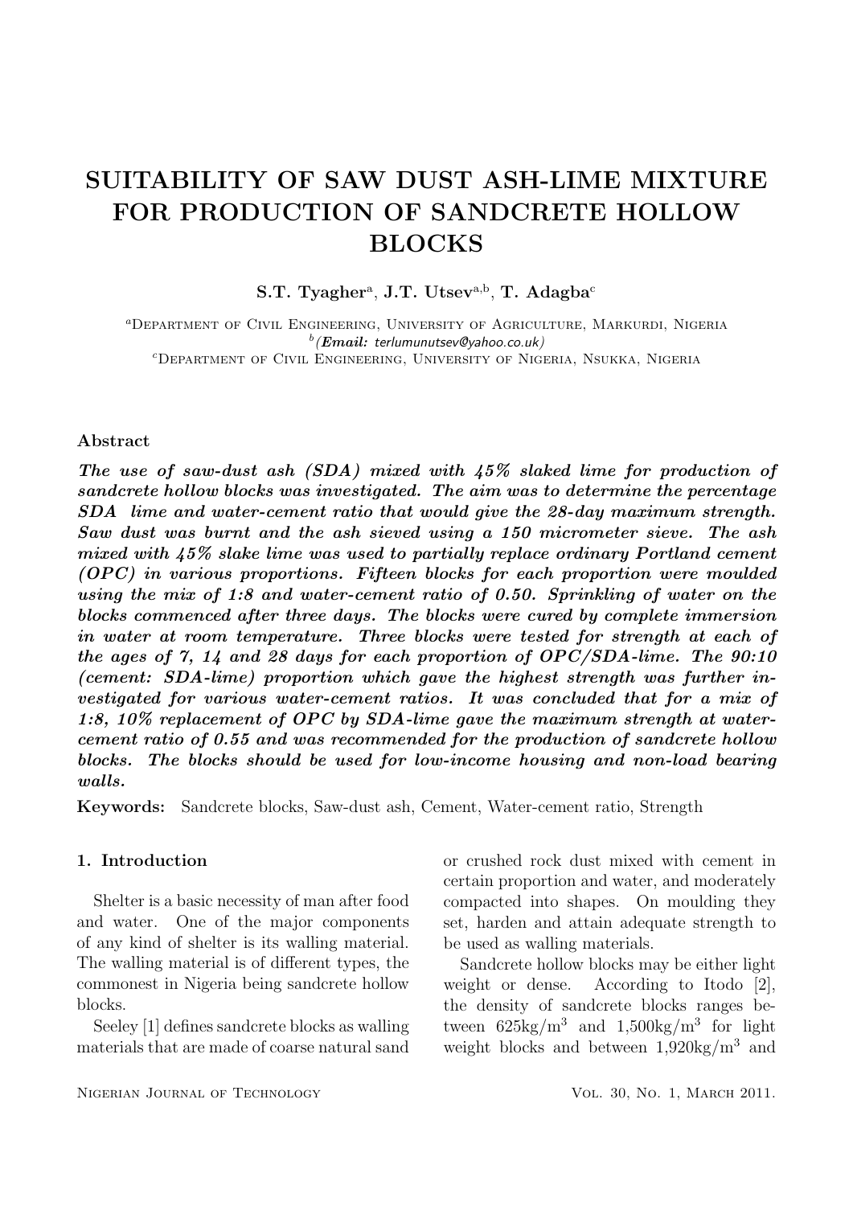# SUITABILITY OF SAW DUST ASH-LIME MIXTURE FOR PRODUCTION OF SANDCRETE HOLLOW BLOCKS

**S.T. Tyagher[a], J.T. Utsev[a,b], T. Adagba[c]**

[a]Department of Civil Engineering, University of Agriculture, Markurdi, Nigeria
[b](**Email:** terlumunutsev@yahoo.co.uk)
[c]Department of Civil Engineering, University of Nigeria, Nsukka, Nigeria

### Abstract

***The use of saw-dust ash (SDA) mixed with 45% slaked lime for production of sandcrete hollow blocks was investigated. The aim was to determine the percentage SDA lime and water-cement ratio that would give the 28-day maximum strength. Saw dust was burnt and the ash sieved using a 150 micrometer sieve. The ash mixed with 45% slake lime was used to partially replace ordinary Portland cement (OPC) in various proportions. Fifteen blocks for each proportion were moulded using the mix of 1:8 and water-cement ratio of 0.50. Sprinkling of water on the blocks commenced after three days. The blocks were cured by complete immersion in water at room temperature. Three blocks were tested for strength at each of the ages of 7, 14 and 28 days for each proportion of OPC/SDA-lime. The 90:10 (cement: SDA-lime) proportion which gave the highest strength was further investigated for various water-cement ratios. It was concluded that for a mix of 1:8, 10% replacement of OPC by SDA-lime gave the maximum strength at water-cement ratio of 0.55 and was recommended for the production of sandcrete hollow blocks. The blocks should be used for low-income housing and non-load bearing walls.***

**Keywords:** Sandcrete blocks, Saw-dust ash, Cement, Water-cement ratio, Strength

### 1. Introduction

Shelter is a basic necessity of man after food and water. One of the major components of any kind of shelter is its walling material. The walling material is of different types, the commonest in Nigeria being sandcrete hollow blocks.

Seeley [1] defines sandcrete blocks as walling materials that are made of coarse natural sand or crushed rock dust mixed with cement in certain proportion and water, and moderately compacted into shapes. On moulding they set, harden and attain adequate strength to be used as walling materials.

Sandcrete hollow blocks may be either light weight or dense. According to Itodo [2], the density of sandcrete blocks ranges between $625\text{kg/m}^3$ and $1{,}500\text{kg/m}^3$ for light weight blocks and between $1{,}920\text{kg/m}^3$ and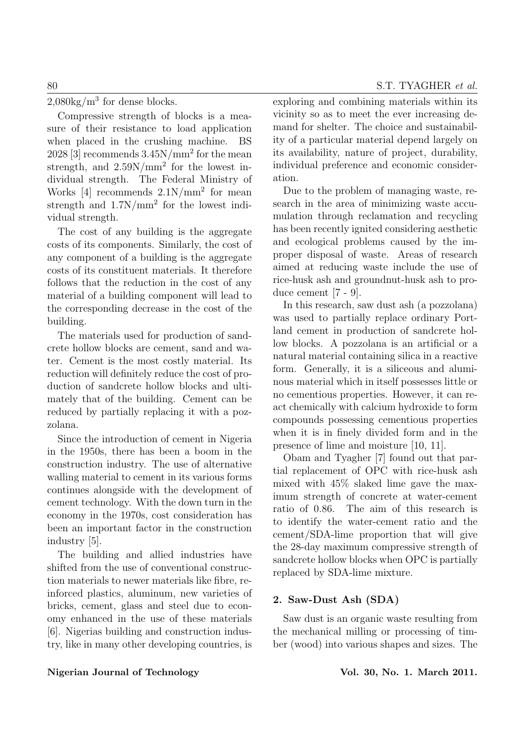$2{,}080 kg/m^3$ for dense blocks.

Compressive strength of blocks is a measure of their resistance to load application when placed in the crushing machine. BS 2028 [3] recommends $3.45 N/mm^2$ for the mean strength, and $2.59 N/mm^2$ for the lowest individual strength. The Federal Ministry of Works [4] recommends $2.1 N/mm^2$ for mean strength and $1.7 N/mm^2$ for the lowest individual strength.

The cost of any building is the aggregate costs of its components. Similarly, the cost of any component of a building is the aggregate costs of its constituent materials. It therefore follows that the reduction in the cost of any material of a building component will lead to the corresponding decrease in the cost of the building.

The materials used for production of sandcrete hollow blocks are cement, sand and water. Cement is the most costly material. Its reduction will definitely reduce the cost of production of sandcrete hollow blocks and ultimately that of the building. Cement can be reduced by partially replacing it with a pozzolana.

Since the introduction of cement in Nigeria in the 1950s, there has been a boom in the construction industry. The use of alternative walling material to cement in its various forms continues alongside with the development of cement technology. With the down turn in the economy in the 1970s, cost consideration has been an important factor in the construction industry [5].

The building and allied industries have shifted from the use of conventional construction materials to newer materials like fibre, reinforced plastics, aluminum, new varieties of bricks, cement, glass and steel due to economy enhanced in the use of these materials [6]. Nigerias building and construction industry, like in many other developing countries, is exploring and combining materials within its vicinity so as to meet the ever increasing demand for shelter. The choice and sustainability of a particular material depend largely on its availability, nature of project, durability, individual preference and economic consideration.

Due to the problem of managing waste, research in the area of minimizing waste accumulation through reclamation and recycling has been recently ignited considering aesthetic and ecological problems caused by the improper disposal of waste. Areas of research aimed at reducing waste include the use of rice-husk ash and groundnut-husk ash to produce cement [7 - 9].

In this research, saw dust ash (a pozzolana) was used to partially replace ordinary Portland cement in production of sandcrete hollow blocks. A pozzolana is an artificial or a natural material containing silica in a reactive form. Generally, it is a siliceous and aluminous material which in itself possesses little or no cementious properties. However, it can react chemically with calcium hydroxide to form compounds possessing cementious properties when it is in finely divided form and in the presence of lime and moisture [10, 11].

Obam and Tyagher [7] found out that partial replacement of OPC with rice-husk ash mixed with 45% slaked lime gave the maximum strength of concrete at water-cement ratio of 0.86. The aim of this research is to identify the water-cement ratio and the cement/SDA-lime proportion that will give the 28-day maximum compressive strength of sandcrete hollow blocks when OPC is partially replaced by SDA-lime mixture.

## 2. Saw-Dust Ash (SDA)

Saw dust is an organic waste resulting from the mechanical milling or processing of timber (wood) into various shapes and sizes. The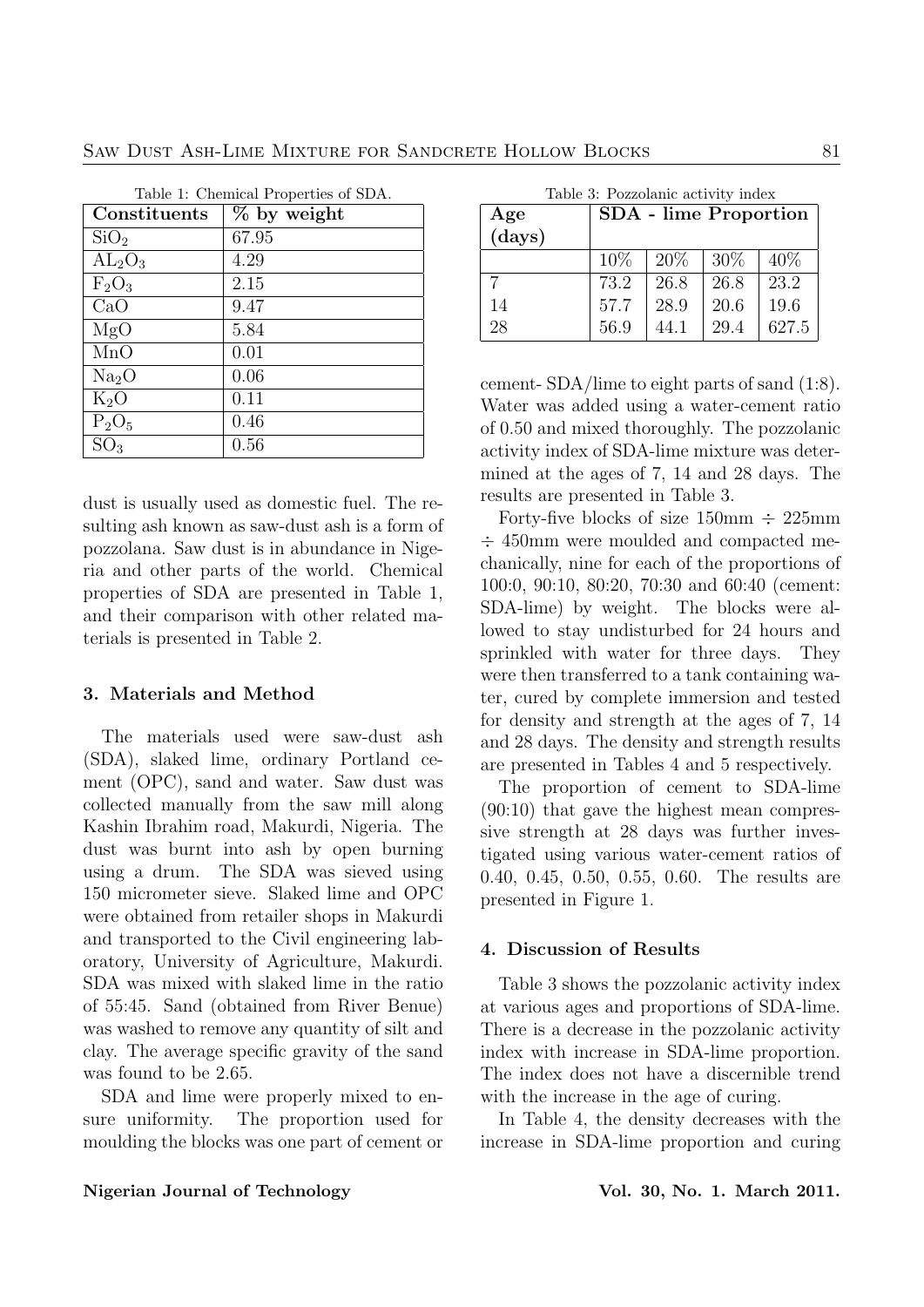Table 1: Chemical Properties of SDA.

| Constituents | % by weight |
|---|---|
| $SiO_2$ | 67.95 |
| $AL_2O_3$ | 4.29 |
| $F_2O_3$ | 2.15 |
| CaO | 9.47 |
| MgO | 5.84 |
| MnO | 0.01 |
| $Na_2O$ | 0.06 |
| $K_2O$ | 0.11 |
| $P_2O_5$ | 0.46 |
| $SO_3$ | 0.56 |

dust is usually used as domestic fuel. The resulting ash known as saw-dust ash is a form of pozzolana. Saw dust is in abundance in Nigeria and other parts of the world. Chemical properties of SDA are presented in Table 1, and their comparison with other related materials is presented in Table 2.

### 3. Materials and Method

The materials used were saw-dust ash (SDA), slaked lime, ordinary Portland cement (OPC), sand and water. Saw dust was collected manually from the saw mill along Kashin Ibrahim road, Makurdi, Nigeria. The dust was burnt into ash by open burning using a drum. The SDA was sieved using 150 micrometer sieve. Slaked lime and OPC were obtained from retailer shops in Makurdi and transported to the Civil engineering laboratory, University of Agriculture, Makurdi. SDA was mixed with slaked lime in the ratio of 55:45. Sand (obtained from River Benue) was washed to remove any quantity of silt and clay. The average specific gravity of the sand was found to be 2.65.

SDA and lime were properly mixed to ensure uniformity. The proportion used for moulding the blocks was one part of cement or cement- SDA/lime to eight parts of sand (1:8). Water was added using a water-cement ratio of 0.50 and mixed thoroughly. The pozzolanic activity index of SDA-lime mixture was determined at the ages of 7, 14 and 28 days. The results are presented in Table 3.

Table 3: Pozzolanic activity index

| Age (days) | SDA - lime Proportion | | | |
|---|---|---|---|---|
| | 10% | 20% | 30% | 40% |
| 7 | 73.2 | 26.8 | 26.8 | 23.2 |
| 14 | 57.7 | 28.9 | 20.6 | 19.6 |
| 28 | 56.9 | 44.1 | 29.4 | 627.5 |

Forty-five blocks of size 150mm ÷ 225mm ÷ 450mm were moulded and compacted mechanically, nine for each of the proportions of 100:0, 90:10, 80:20, 70:30 and 60:40 (cement: SDA-lime) by weight. The blocks were allowed to stay undisturbed for 24 hours and sprinkled with water for three days. They were then transferred to a tank containing water, cured by complete immersion and tested for density and strength at the ages of 7, 14 and 28 days. The density and strength results are presented in Tables 4 and 5 respectively.

The proportion of cement to SDA-lime (90:10) that gave the highest mean compressive strength at 28 days was further investigated using various water-cement ratios of 0.40, 0.45, 0.50, 0.55, 0.60. The results are presented in Figure 1.

### 4. Discussion of Results

Table 3 shows the pozzolanic activity index at various ages and proportions of SDA-lime. There is a decrease in the pozzolanic activity index with increase in SDA-lime proportion. The index does not have a discernible trend with the increase in the age of curing.

In Table 4, the density decreases with the increase in SDA-lime proportion and curing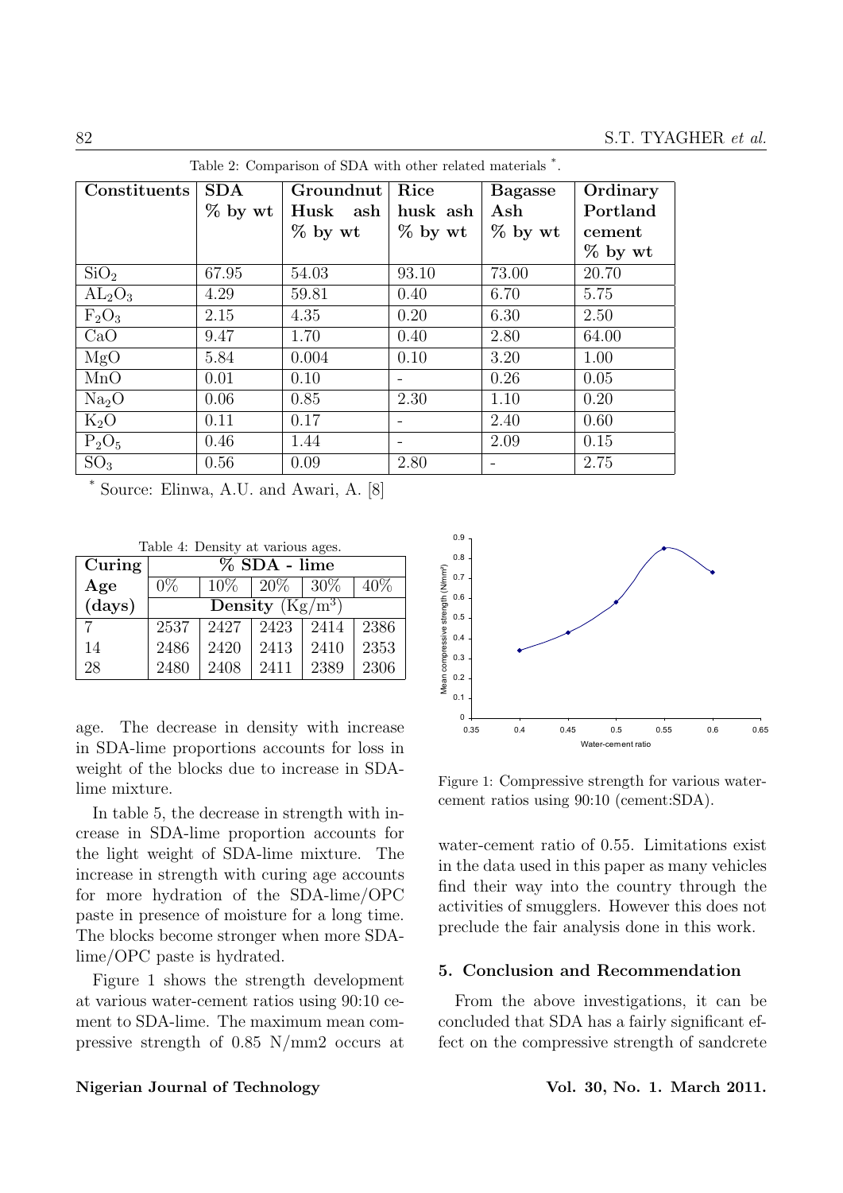Table 2: Comparison of SDA with other related materials [*].

| Constituents | SDA % by wt | Groundnut Husk ash % by wt | Rice husk ash % by wt | Bagasse Ash % by wt | Ordinary Portland cement % by wt |
|---|---|---|---|---|---|
| $SiO_2$ | 67.95 | 54.03 | 93.10 | 73.00 | 20.70 |
| $AL_2O_3$ | 4.29 | 59.81 | 0.40 | 6.70 | 5.75 |
| $F_2O_3$ | 2.15 | 4.35 | 0.20 | 6.30 | 2.50 |
| CaO | 9.47 | 1.70 | 0.40 | 2.80 | 64.00 |
| MgO | 5.84 | 0.004 | 0.10 | 3.20 | 1.00 |
| MnO | 0.01 | 0.10 | - | 0.26 | 0.05 |
| $Na_2O$ | 0.06 | 0.85 | 2.30 | 1.10 | 0.20 |
| $K_2O$ | 0.11 | 0.17 | - | 2.40 | 0.60 |
| $P_2O_5$ | 0.46 | 1.44 | - | 2.09 | 0.15 |
| $SO_3$ | 0.56 | 0.09 | 2.80 | - | 2.75 |

[*] Source: Elinwa, A.U. and Awari, A. [8]

Table 4: Density at various ages.

| Curing Age (days) | % SDA - lime | | | | |
|---|---|---|---|---|---|
| | 0% | 10% | 20% | 30% | 40% |
| | Density (Kg/m$^3$) | | | | |
| 7 | 2537 | 2427 | 2423 | 2414 | 2386 |
| 14 | 2486 | 2420 | 2413 | 2410 | 2353 |
| 28 | 2480 | 2408 | 2411 | 2389 | 2306 |

age. The decrease in density with increase in SDA-lime proportions accounts for loss in weight of the blocks due to increase in SDA-lime mixture.

In table 5, the decrease in strength with increase in SDA-lime proportion accounts for the light weight of SDA-lime mixture. The increase in strength with curing age accounts for more hydration of the SDA-lime/OPC paste in presence of moisture for a long time. The blocks become stronger when more SDA-lime/OPC paste is hydrated.

Figure 1 shows the strength development at various water-cement ratios using 90:10 cement to SDA-lime. The maximum mean compressive strength of 0.85 N/mm2 occurs at water-cement ratio of 0.55. Limitations exist in the data used in this paper as many vehicles find their way into the country through the activities of smugglers. However this does not preclude the fair analysis done in this work.

Figure 1: Compressive strength for various water-cement ratios using 90:10 (cement:SDA).

## 5. Conclusion and Recommendation

From the above investigations, it can be concluded that SDA has a fairly significant effect on the compressive strength of sandcrete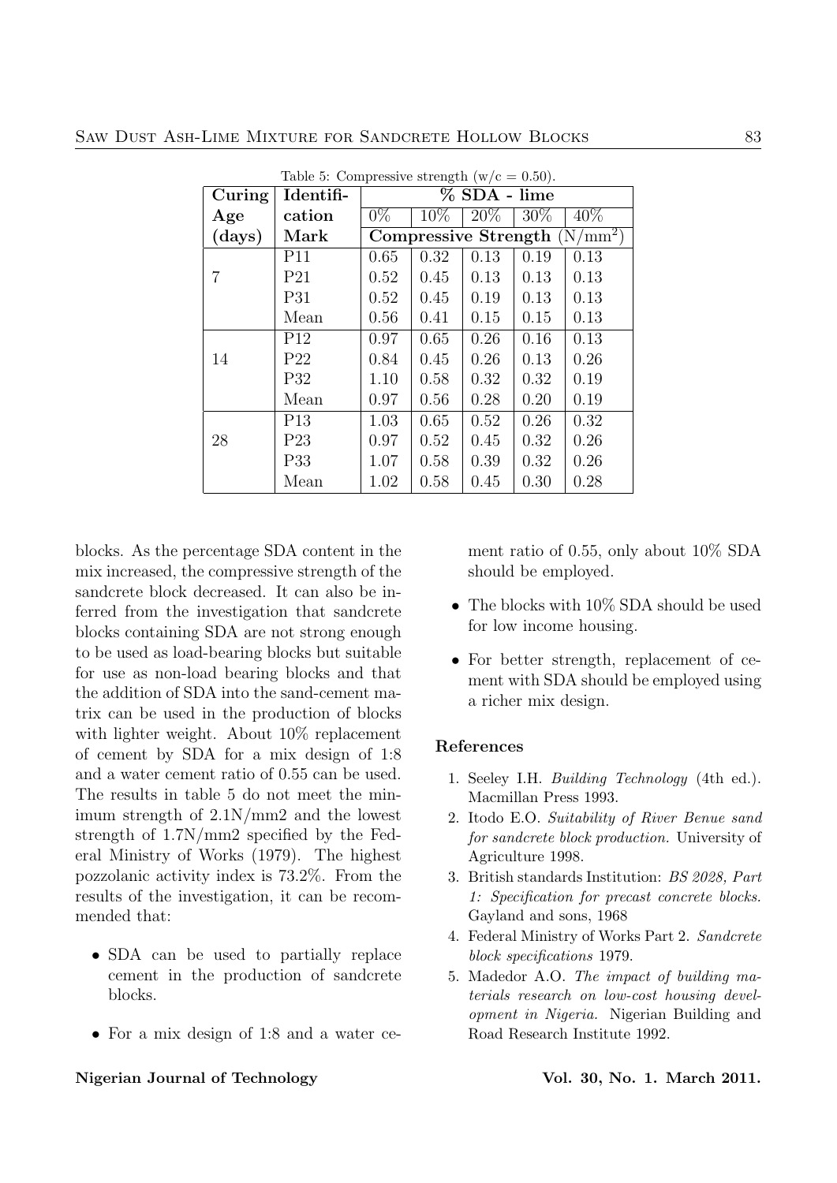Table 5: Compressive strength (w/c = 0.50).

| Curing Age (days) | Identification Mark | % SDA - lime | | | | |
|---|---|---|---|---|---|---|
| | | 0% | 10% | 20% | 30% | 40% |
| | | Compressive Strength ($N/mm^2$) | | | | |
| 7 | P11 | 0.65 | 0.32 | 0.13 | 0.19 | 0.13 |
| | P21 | 0.52 | 0.45 | 0.13 | 0.13 | 0.13 |
| | P31 | 0.52 | 0.45 | 0.19 | 0.13 | 0.13 |
| | Mean | 0.56 | 0.41 | 0.15 | 0.15 | 0.13 |
| 14 | P12 | 0.97 | 0.65 | 0.26 | 0.16 | 0.13 |
| | P22 | 0.84 | 0.45 | 0.26 | 0.13 | 0.26 |
| | P32 | 1.10 | 0.58 | 0.32 | 0.32 | 0.19 |
| | Mean | 0.97 | 0.56 | 0.28 | 0.20 | 0.19 |
| 28 | P13 | 1.03 | 0.65 | 0.52 | 0.26 | 0.32 |
| | P23 | 0.97 | 0.52 | 0.45 | 0.32 | 0.26 |
| | P33 | 1.07 | 0.58 | 0.39 | 0.32 | 0.26 |
| | Mean | 1.02 | 0.58 | 0.45 | 0.30 | 0.28 |

blocks. As the percentage SDA content in the mix increased, the compressive strength of the sandcrete block decreased. It can also be inferred from the investigation that sandcrete blocks containing SDA are not strong enough to be used as load-bearing blocks but suitable for use as non-load bearing blocks and that the addition of SDA into the sand-cement matrix can be used in the production of blocks with lighter weight. About 10% replacement of cement by SDA for a mix design of 1:8 and a water cement ratio of 0.55 can be used. The results in table 5 do not meet the minimum strength of 2.1N/mm2 and the lowest strength of 1.7N/mm2 specified by the Federal Ministry of Works (1979). The highest pozzolanic activity index is 73.2%. From the results of the investigation, it can be recommended that:

- SDA can be used to partially replace cement in the production of sandcrete blocks.
- For a mix design of 1:8 and a water cement ratio of 0.55, only about 10% SDA should be employed.
- The blocks with 10% SDA should be used for low income housing.
- For better strength, replacement of cement with SDA should be employed using a richer mix design.

## References

1. Seeley I.H. *Building Technology* (4th ed.). Macmillan Press 1993.
2. Itodo E.O. *Suitability of River Benue sand for sandcrete block production.* University of Agriculture 1998.
3. British standards Institution: *BS 2028, Part 1: Specification for precast concrete blocks.* Gayland and sons, 1968
4. Federal Ministry of Works Part 2. *Sandcrete block specifications* 1979.
5. Madedor A.O. *The impact of building materials research on low-cost housing development in Nigeria.* Nigerian Building and Road Research Institute 1992.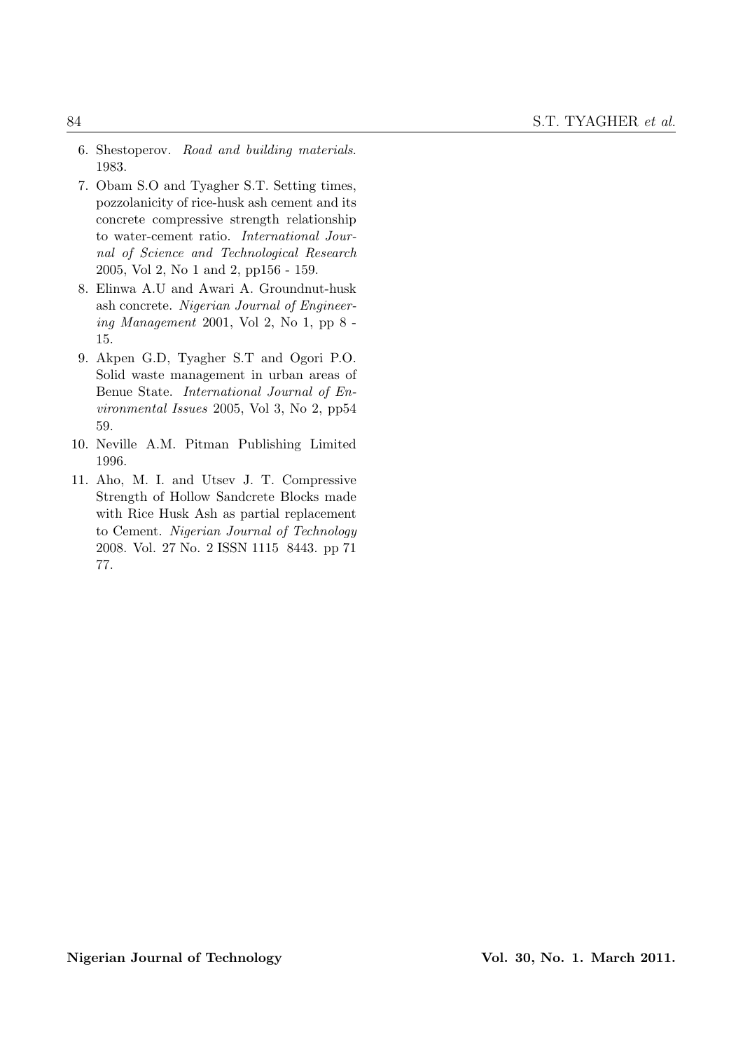6. Shestoperov. *Road and building materials*. 1983.
7. Obam S.O and Tyagher S.T. Setting times, pozzolanicity of rice-husk ash cement and its concrete compressive strength relationship to water-cement ratio. *International Journal of Science and Technological Research* 2005, Vol 2, No 1 and 2, pp156 - 159.
8. Elinwa A.U and Awari A. Groundnut-husk ash concrete. *Nigerian Journal of Engineering Management* 2001, Vol 2, No 1, pp 8 - 15.
9. Akpen G.D, Tyagher S.T and Ogori P.O. Solid waste management in urban areas of Benue State. *International Journal of Environmental Issues* 2005, Vol 3, No 2, pp54 59.
10. Neville A.M. Pitman Publishing Limited 1996.
11. Aho, M. I. and Utsev J. T. Compressive Strength of Hollow Sandcrete Blocks made with Rice Husk Ash as partial replacement to Cement. *Nigerian Journal of Technology* 2008. Vol. 27 No. 2 ISSN 1115 8443. pp 71 77.